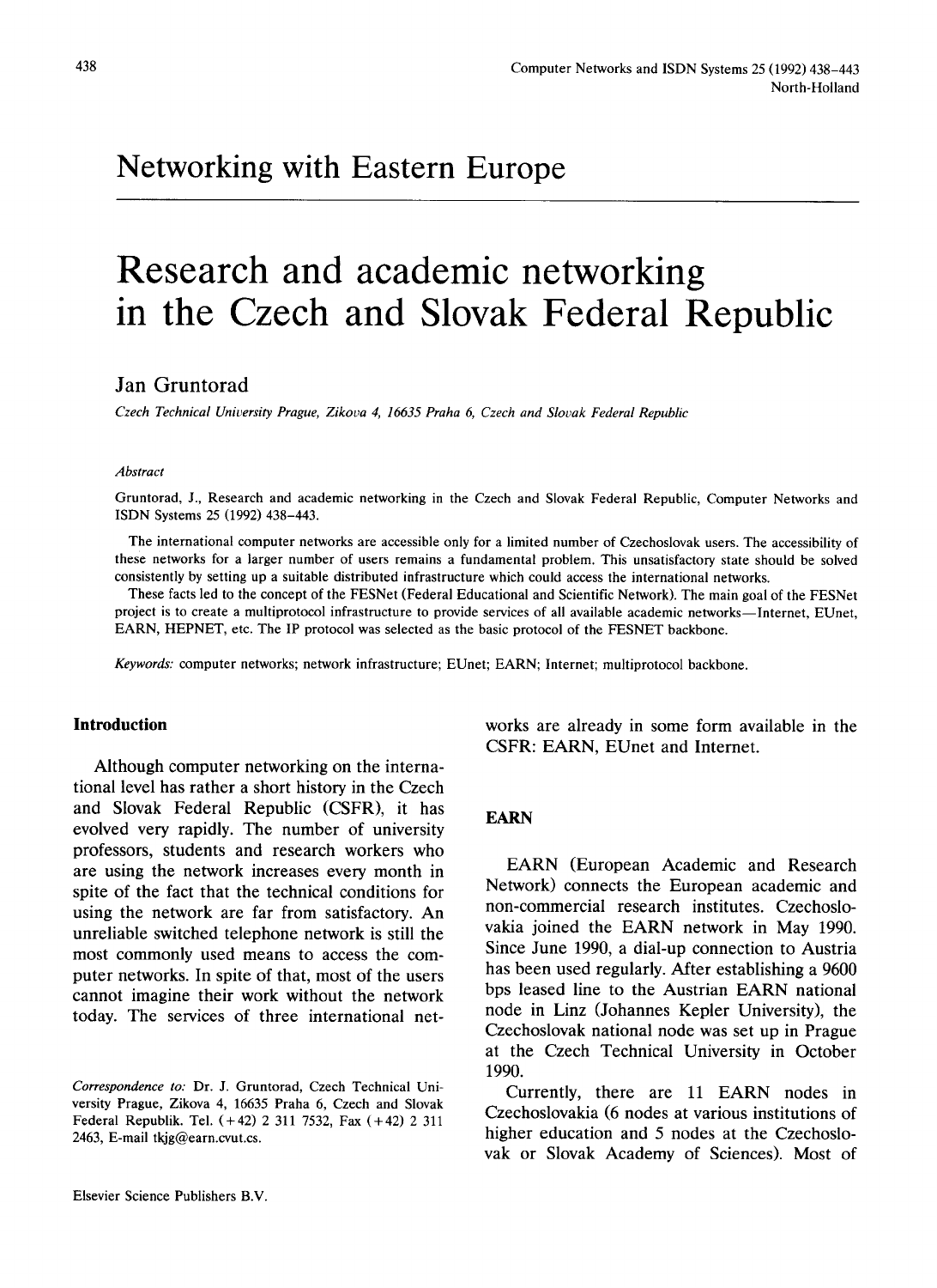Networking with Eastern Europe

# Research and academic networking in the Czech and Slovak Federal Republic

**Jan Gruntorad**

*Czech Technical University Prague, Zikova 4, 16635 Praha 6, Czech and Slovak Federal Republic*

*Abstract*

Gruntorad, J., Research and academic networking in the Czech and Slovak Federal Republic, Computer Networks and ISDN Systems 25 (1992) 438–443.

The international computer networks are accessible only for a limited number of Czechoslovak users. The accessibility of these networks for a larger number of users remains a fundamental problem. This unsatisfactory state should be solved consistently by setting up a suitable distributed infrastructure which could access the international networks.

These facts led to the concept of the FESNet (Federal Educational and Scientific Network). The main goal of the FESNet project is to create a multiprotocol infrastructure to provide services of all available academic networks—Internet, EUnet, EARN, HEPNET, etc. The IP protocol was selected as the basic protocol of the FESNET backbone.

*Keywords:* computer networks; network infrastructure; EUnet; EARN; Internet; multiprotocol backbone.

## Introduction

Although computer networking on the international level has rather a short history in the Czech and Slovak Federal Republic (CSFR), it has evolved very rapidly. The number of university professors, students and research workers who are using the network increases every month in spite of the fact that the technical conditions for using the network are far from satisfactory. An unreliable switched telephone network is still the most commonly used means to access the computer networks. In spite of that, most of the users cannot imagine their work without the network today. The services of three international networks are already in some form available in the CSFR: EARN, EUnet and Internet.

*Correspondence to:* Dr. J. Gruntorad, Czech Technical University Prague, Zikova 4, 16635 Praha 6, Czech and Slovak Federal Republik. Tel. (+42) 2 311 7532, Fax (+42) 2 311 2463, E-mail tkjg@earn.cvut.cs.

## EARN

EARN (European Academic and Research Network) connects the European academic and non-commercial research institutes. Czechoslovakia joined the EARN network in May 1990. Since June 1990, a dial-up connection to Austria has been used regularly. After establishing a 9600 bps leased line to the Austrian EARN national node in Linz (Johannes Kepler University), the Czechoslovak national node was set up in Prague at the Czech Technical University in October 1990.

Currently, there are 11 EARN nodes in Czechoslovakia (6 nodes at various institutions of higher education and 5 nodes at the Czechoslovak or Slovak Academy of Sciences). Most of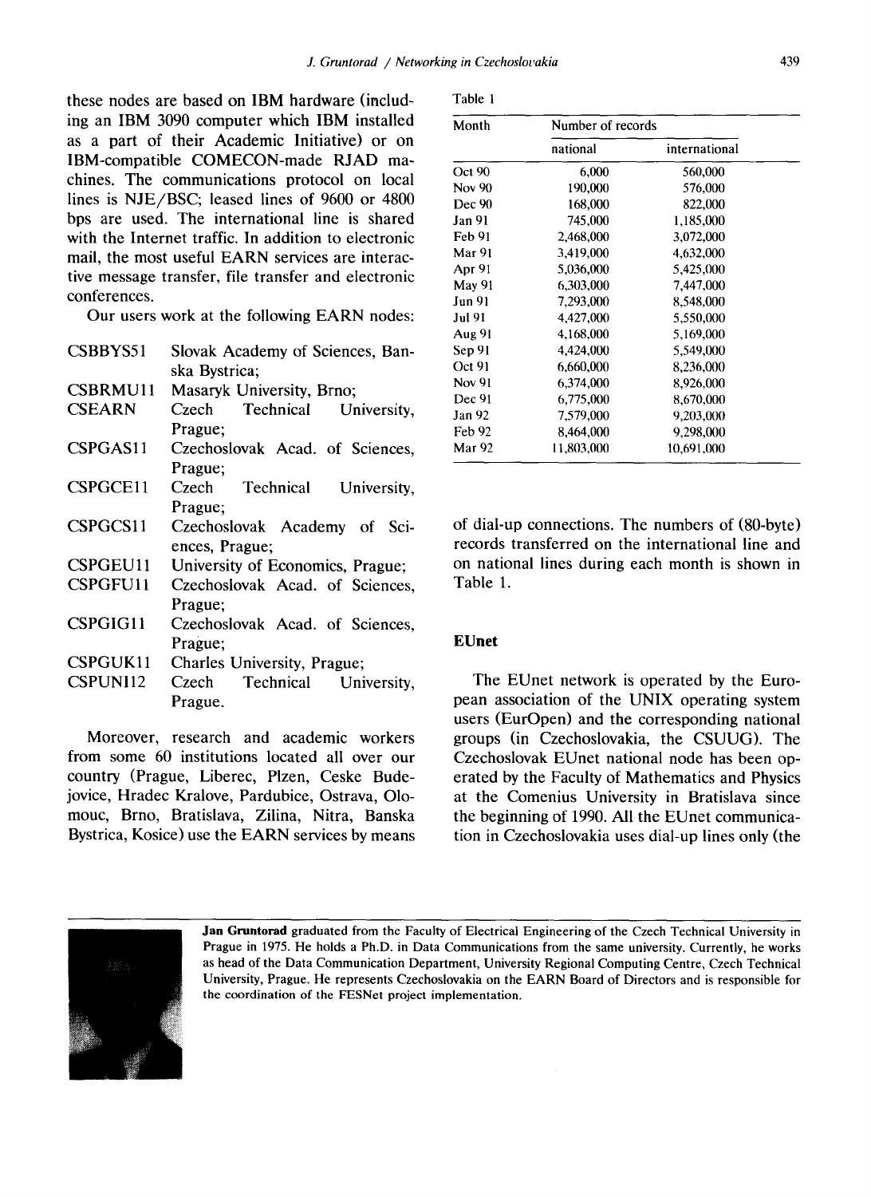these nodes are based on IBM hardware (including an IBM 3090 computer which IBM installed as a part of their Academic Initiative) or on IBM-compatible COMECON-made RJAD machines. The communications protocol on local lines is NJE/BSC; leased lines of 9600 or 4800 bps are used. The international line is shared with the Internet traffic. In addition to electronic mail, the most useful EARN services are interactive message transfer, file transfer and electronic conferences.

Our users work at the following EARN nodes:

| | |
|---|---|
| CSBBYS51 | Slovak Academy of Sciences, Banska Bystrica; |
| CSBRMU11 | Masaryk University, Brno; |
| CSEARN | Czech Technical University, Prague; |
| CSPGAS11 | Czechoslovak Acad. of Sciences, Prague; |
| CSPGCE11 | Czech Technical University, Prague; |
| CSPGCS11 | Czechoslovak Academy of Sciences, Prague; |
| CSPGEU11 | University of Economics, Prague; |
| CSPGFU11 | Czechoslovak Acad. of Sciences, Prague; |
| CSPGIG11 | Czechoslovak Acad. of Sciences, Prague; |
| CSPGUK11 | Charles University, Prague; |
| CSPUNI12 | Czech Technical University, Prague. |

Moreover, research and academic workers from some 60 institutions located all over our country (Prague, Liberec, Plzen, Ceske Budejovice, Hradec Kralove, Pardubice, Ostrava, Olomouc, Brno, Bratislava, Zilina, Nitra, Banska Bystrica, Kosice) use the EARN services by means of dial-up connections. The numbers of (80-byte) records transferred on the international line and on national lines during each month is shown in Table 1.

Table 1

| Month | Number of records | |
|---|---|---|
| | national | international |
| Oct 90 | 6,000 | 560,000 |
| Nov 90 | 190,000 | 576,000 |
| Dec 90 | 168,000 | 822,000 |
| Jan 91 | 745,000 | 1,185,000 |
| Feb 91 | 2,468,000 | 3,072,000 |
| Mar 91 | 3,419,000 | 4,632,000 |
| Apr 91 | 5,036,000 | 5,425,000 |
| May 91 | 6,303,000 | 7,447,000 |
| Jun 91 | 7,293,000 | 8,548,000 |
| Jul 91 | 4,427,000 | 5,550,000 |
| Aug 91 | 4,168,000 | 5,169,000 |
| Sep 91 | 4,424,000 | 5,549,000 |
| Oct 91 | 6,660,000 | 8,236,000 |
| Nov 91 | 6,374,000 | 8,926,000 |
| Dec 91 | 6,775,000 | 8,670,000 |
| Jan 92 | 7,579,000 | 9,203,000 |
| Feb 92 | 8,464,000 | 9,298,000 |
| Mar 92 | 11,803,000 | 10,691,000 |

## EUnet

The EUnet network is operated by the European association of the UNIX operating system users (EurOpen) and the corresponding national groups (in Czechoslovakia, the CSUUG). The Czechoslovak EUnet national node has been operated by the Faculty of Mathematics and Physics at the Comenius University in Bratislava since the beginning of 1990. All the EUnet communication in Czechoslovakia uses dial-up lines only (the

**Jan Gruntorad** graduated from the Faculty of Electrical Engineering of the Czech Technical University in Prague in 1975. He holds a Ph.D. in Data Communications from the same university. Currently, he works as head of the Data Communication Department, University Regional Computing Centre, Czech Technical University, Prague. He represents Czechoslovakia on the EARN Board of Directors and is responsible for the coordination of the FESNet project implementation.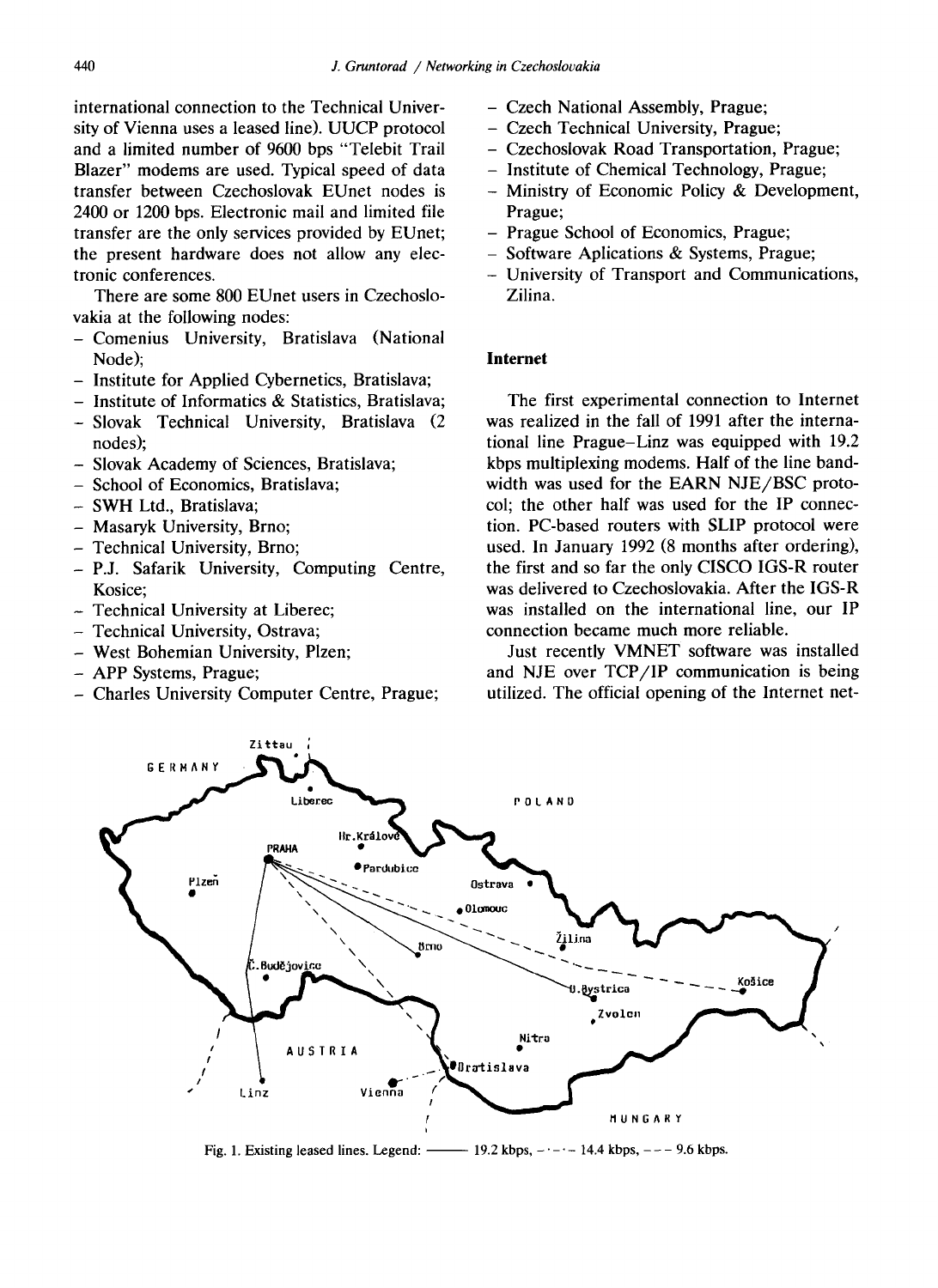international connection to the Technical University of Vienna uses a leased line). UUCP protocol and a limited number of 9600 bps "Telebit Trail Blazer" modems are used. Typical speed of data transfer between Czechoslovak EUnet nodes is 2400 or 1200 bps. Electronic mail and limited file transfer are the only services provided by EUnet; the present hardware does not allow any electronic conferences.

There are some 800 EUnet users in Czechoslovakia at the following nodes:

- Comenius University, Bratislava (National Node);
- Institute for Applied Cybernetics, Bratislava;
- Institute of Informatics & Statistics, Bratislava;
- Slovak Technical University, Bratislava (2 nodes);
- Slovak Academy of Sciences, Bratislava;
- School of Economics, Bratislava;
- SWH Ltd., Bratislava;
- Masaryk University, Brno;
- Technical University, Brno;
- P.J. Safarik University, Computing Centre, Kosice;
- Technical University at Liberec;
- Technical University, Ostrava;
- West Bohemian University, Plzen;
- APP Systems, Prague;
- Charles University Computer Centre, Prague;
- Czech National Assembly, Prague;
- Czech Technical University, Prague;
- Czechoslovak Road Transportation, Prague;
- Institute of Chemical Technology, Prague;
- Ministry of Economic Policy & Development, Prague;
- Prague School of Economics, Prague;
- Software Aplications & Systems, Prague;
- University of Transport and Communications, Zilina.

## Internet

The first experimental connection to Internet was realized in the fall of 1991 after the international line Prague–Linz was equipped with 19.2 kbps multiplexing modems. Half of the line bandwidth was used for the EARN NJE/BSC protocol; the other half was used for the IP connection. PC-based routers with SLIP protocol were used. In January 1992 (8 months after ordering), the first and so far the only CISCO IGS-R router was delivered to Czechoslovakia. After the IGS-R was installed on the international line, our IP connection became much more reliable.

Just recently VMNET software was installed and NJE over TCP/IP communication is being utilized. The official opening of the Internet net-

Fig. 1. Existing leased lines. Legend: ——— 19.2 kbps, –·–·– 14.4 kbps, – – – 9.6 kbps.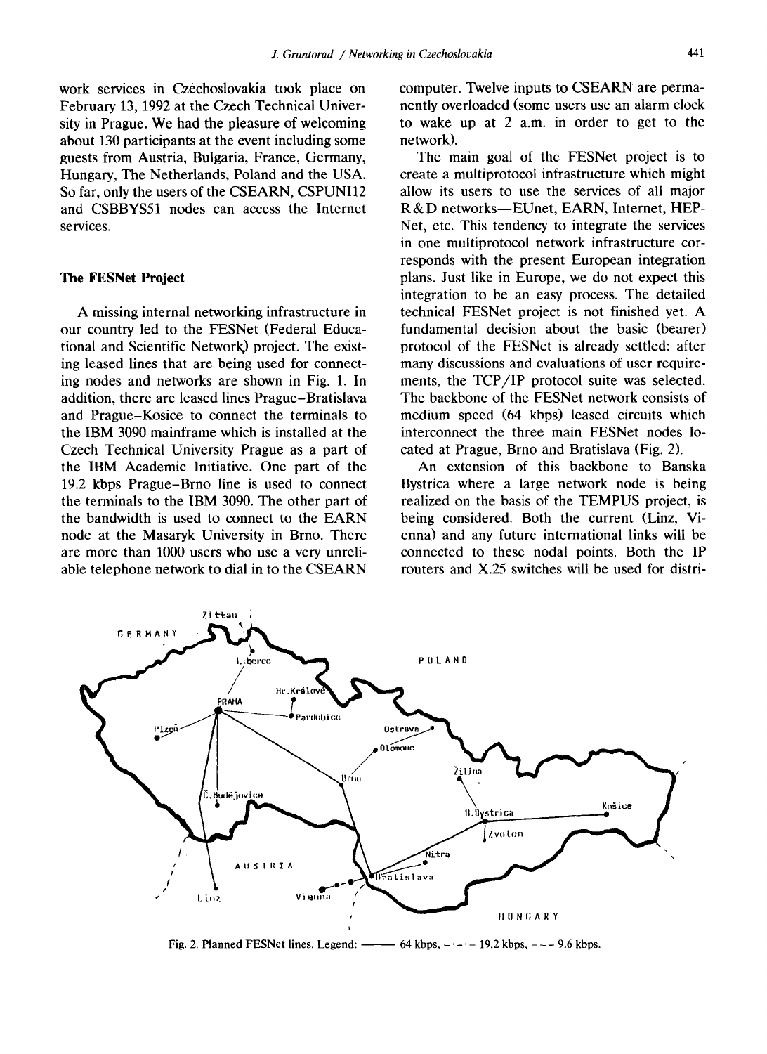work services in Czechoslovakia took place on February 13, 1992 at the Czech Technical University in Prague. We had the pleasure of welcoming about 130 participants at the event including some guests from Austria, Bulgaria, France, Germany, Hungary, The Netherlands, Poland and the USA. So far, only the users of the CSEARN, CSPUNI12 and CSBBYS51 nodes can access the Internet services.

## The FESNet Project

A missing internal networking infrastructure in our country led to the FESNet (Federal Educational and Scientific Network) project. The existing leased lines that are being used for connecting nodes and networks are shown in Fig. 1. In addition, there are leased lines Prague–Bratislava and Prague–Kosice to connect the terminals to the IBM 3090 mainframe which is installed at the Czech Technical University Prague as a part of the IBM Academic Initiative. One part of the 19.2 kbps Prague–Brno line is used to connect the terminals to the IBM 3090. The other part of the bandwidth is used to connect to the EARN node at the Masaryk University in Brno. There are more than 1000 users who use a very unreliable telephone network to dial in to the CSEARN computer. Twelve inputs to CSEARN are permanently overloaded (some users use an alarm clock to wake up at 2 a.m. in order to get to the network).

The main goal of the FESNet project is to create a multiprotocol infrastructure which might allow its users to use the services of all major R&D networks—EUnet, EARN, Internet, HEPNet, etc. This tendency to integrate the services in one multiprotocol network infrastructure corresponds with the present European integration plans. Just like in Europe, we do not expect this integration to be an easy process. The detailed technical FESNet project is not finished yet. A fundamental decision about the basic (bearer) protocol of the FESNet is already settled: after many discussions and evaluations of user requirements, the TCP/IP protocol suite was selected. The backbone of the FESNet network consists of medium speed (64 kbps) leased circuits which interconnect the three main FESNet nodes located at Prague, Brno and Bratislava (Fig. 2).

An extension of this backbone to Banska Bystrica where a large network node is being realized on the basis of the TEMPUS project, is being considered. Both the current (Linz, Vienna) and any future international links will be connected to these nodal points. Both the IP routers and X.25 switches will be used for distri-

Fig. 2. Planned FESNet lines. Legend: ——— 64 kbps, –·–·– 19.2 kbps, – – – 9.6 kbps.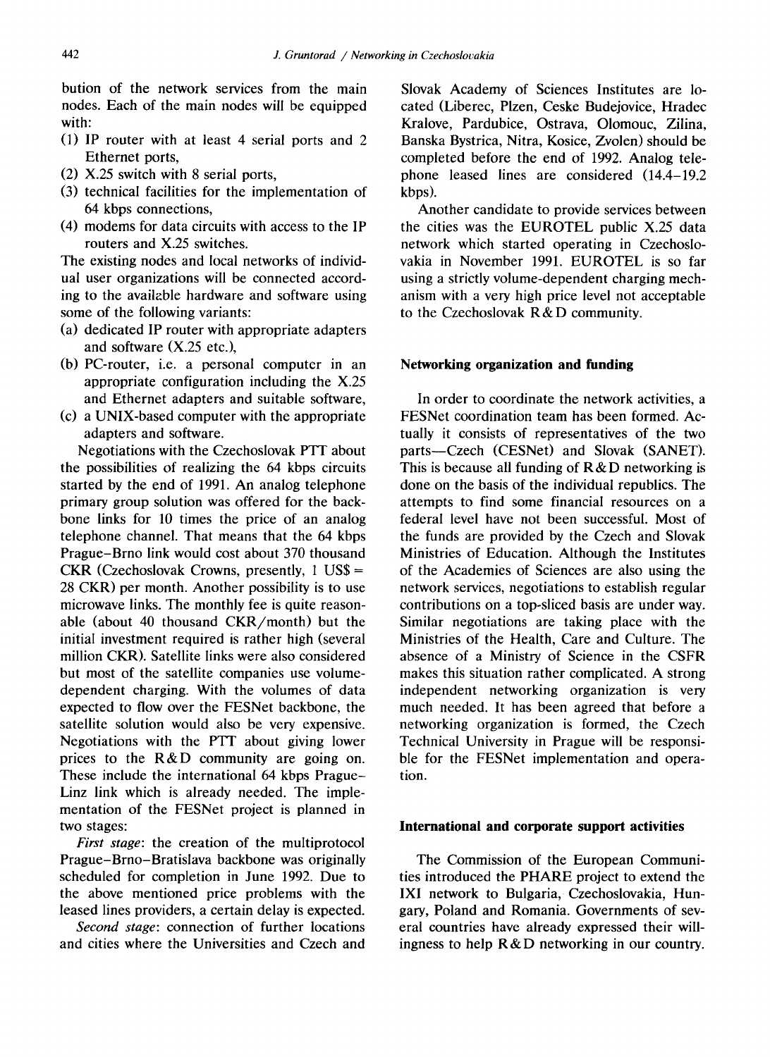bution of the network services from the main nodes. Each of the main nodes will be equipped with:

(1) IP router with at least 4 serial ports and 2 Ethernet ports,
(2) X.25 switch with 8 serial ports,
(3) technical facilities for the implementation of 64 kbps connections,
(4) modems for data circuits with access to the IP routers and X.25 switches.

The existing nodes and local networks of individual user organizations will be connected according to the available hardware and software using some of the following variants:

(a) dedicated IP router with appropriate adapters and software (X.25 etc.),
(b) PC-router, i.e. a personal computer in an appropriate configuration including the X.25 and Ethernet adapters and suitable software,
(c) a UNIX-based computer with the appropriate adapters and software.

Negotiations with the Czechoslovak PTT about the possibilities of realizing the 64 kbps circuits started by the end of 1991. An analog telephone primary group solution was offered for the backbone links for 10 times the price of an analog telephone channel. That means that the 64 kbps Prague–Brno link would cost about 370 thousand CKR (Czechoslovak Crowns, presently, 1 US$ = 28 CKR) per month. Another possibility is to use microwave links. The monthly fee is quite reasonable (about 40 thousand CKR/month) but the initial investment required is rather high (several million CKR). Satellite links were also considered but most of the satellite companies use volume-dependent charging. With the volumes of data expected to flow over the FESNet backbone, the satellite solution would also be very expensive. Negotiations with the PTT about giving lower prices to the R&D community are going on. These include the international 64 kbps Prague–Linz link which is already needed. The implementation of the FESNet project is planned in two stages:

*First stage*: the creation of the multiprotocol Prague–Brno–Bratislava backbone was originally scheduled for completion in June 1992. Due to the above mentioned price problems with the leased lines providers, a certain delay is expected.

*Second stage*: connection of further locations and cities where the Universities and Czech and Slovak Academy of Sciences Institutes are located (Liberec, Plzen, Ceske Budejovice, Hradec Kralove, Pardubice, Ostrava, Olomouc, Zilina, Banska Bystrica, Nitra, Kosice, Zvolen) should be completed before the end of 1992. Analog telephone leased lines are considered (14.4–19.2 kbps).

Another candidate to provide services between the cities was the EUROTEL public X.25 data network which started operating in Czechoslovakia in November 1991. EUROTEL is so far using a strictly volume-dependent charging mechanism with a very high price level not acceptable to the Czechoslovak R&D community.

## Networking organization and funding

In order to coordinate the network activities, a FESNet coordination team has been formed. Actually it consists of representatives of the two parts—Czech (CESNet) and Slovak (SANET). This is because all funding of R&D networking is done on the basis of the individual republics. The attempts to find some financial resources on a federal level have not been successful. Most of the funds are provided by the Czech and Slovak Ministries of Education. Although the Institutes of the Academies of Sciences are also using the network services, negotiations to establish regular contributions on a top-sliced basis are under way. Similar negotiations are taking place with the Ministries of the Health, Care and Culture. The absence of a Ministry of Science in the CSFR makes this situation rather complicated. A strong independent networking organization is very much needed. It has been agreed that before a networking organization is formed, the Czech Technical University in Prague will be responsible for the FESNet implementation and operation.

## International and corporate support activities

The Commission of the European Communities introduced the PHARE project to extend the IXI network to Bulgaria, Czechoslovakia, Hungary, Poland and Romania. Governments of several countries have already expressed their willingness to help R&D networking in our country.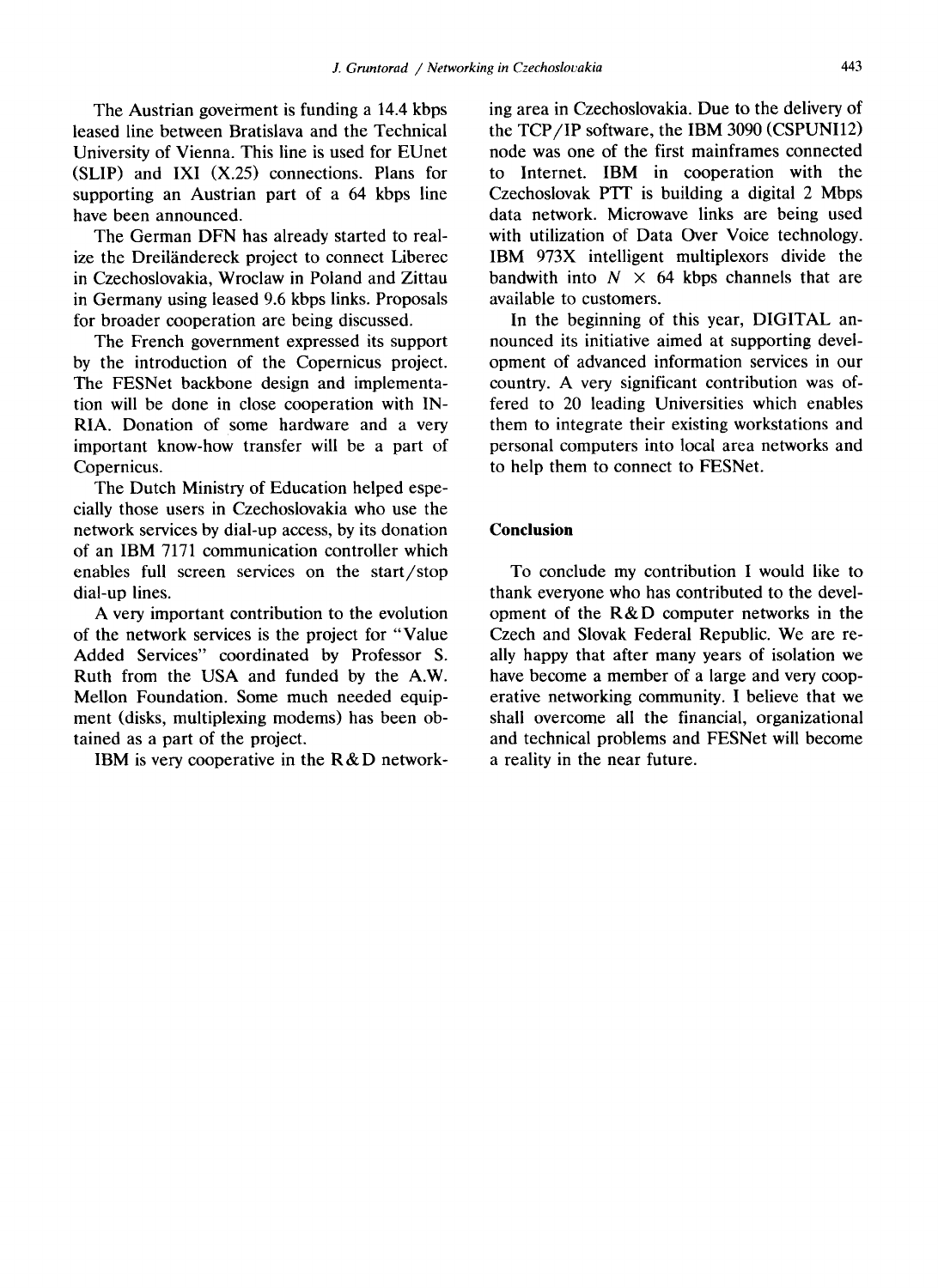The Austrian goverment is funding a 14.4 kbps leased line between Bratislava and the Technical University of Vienna. This line is used for EUnet (SLIP) and IXI (X.25) connections. Plans for supporting an Austrian part of a 64 kbps line have been announced.

The German DFN has already started to realize the Dreiländereck project to connect Liberec in Czechoslovakia, Wroclaw in Poland and Zittau in Germany using leased 9.6 kbps links. Proposals for broader cooperation are being discussed.

The French government expressed its support by the introduction of the Copernicus project. The FESNet backbone design and implementation will be done in close cooperation with INRIA. Donation of some hardware and a very important know-how transfer will be a part of Copernicus.

The Dutch Ministry of Education helped especially those users in Czechoslovakia who use the network services by dial-up access, by its donation of an IBM 7171 communication controller which enables full screen services on the start/stop dial-up lines.

A very important contribution to the evolution of the network services is the project for "Value Added Services" coordinated by Professor S. Ruth from the USA and funded by the A.W. Mellon Foundation. Some much needed equipment (disks, multiplexing modems) has been obtained as a part of the project.

IBM is very cooperative in the R&D networking area in Czechoslovakia. Due to the delivery of the TCP/IP software, the IBM 3090 (CSPUNI12) node was one of the first mainframes connected to Internet. IBM in cooperation with the Czechoslovak PTT is building a digital 2 Mbps data network. Microwave links are being used with utilization of Data Over Voice technology. IBM 973X intelligent multiplexors divide the bandwith into $N \times 64$ kbps channels that are available to customers.

In the beginning of this year, DIGITAL announced its initiative aimed at supporting development of advanced information services in our country. A very significant contribution was offered to 20 leading Universities which enables them to integrate their existing workstations and personal computers into local area networks and to help them to connect to FESNet.

## Conclusion

To conclude my contribution I would like to thank everyone who has contributed to the development of the R&D computer networks in the Czech and Slovak Federal Republic. We are really happy that after many years of isolation we have become a member of a large and very cooperative networking community. I believe that we shall overcome all the financial, organizational and technical problems and FESNet will become a reality in the near future.